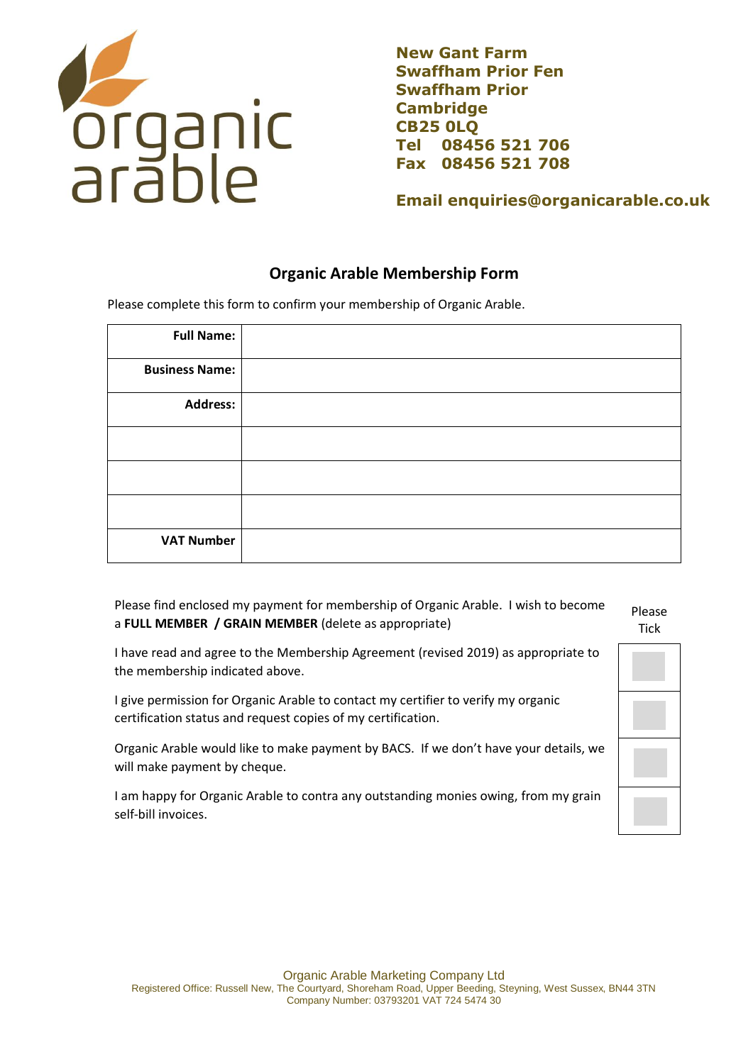organic arable

**New Gant Farm**
**Swaffham Prior Fen**
**Swaffham Prior**
**Cambridge**
**CB25 0LQ**
**Tel 08456 521 706**
**Fax 08456 521 708**

**Email enquiries@organicarable.co.uk**

## Organic Arable Membership Form

Please complete this form to confirm your membership of Organic Arable.

| **Full Name:** | |
|---|---|
| **Business Name:** | |
| **Address:** | |
| | |
| | |
| | |
| **VAT Number** | |

| | Please Tick |
|---|---|
| Please find enclosed my payment for membership of Organic Arable. I wish to become a **FULL MEMBER / GRAIN MEMBER** (delete as appropriate) | |
| I have read and agree to the Membership Agreement (revised 2019) as appropriate to the membership indicated above. | ☐ |
| I give permission for Organic Arable to contact my certifier to verify my organic certification status and request copies of my certification. | ☐ |
| Organic Arable would like to make payment by BACS. If we don't have your details, we will make payment by cheque. | ☐ |
| I am happy for Organic Arable to contra any outstanding monies owing, from my grain self-bill invoices. | ☐ |

Organic Arable Marketing Company Ltd
Registered Office: Russell New, The Courtyard, Shoreham Road, Upper Beeding, Steyning, West Sussex, BN44 3TN
Company Number: 03793201 VAT 724 5474 30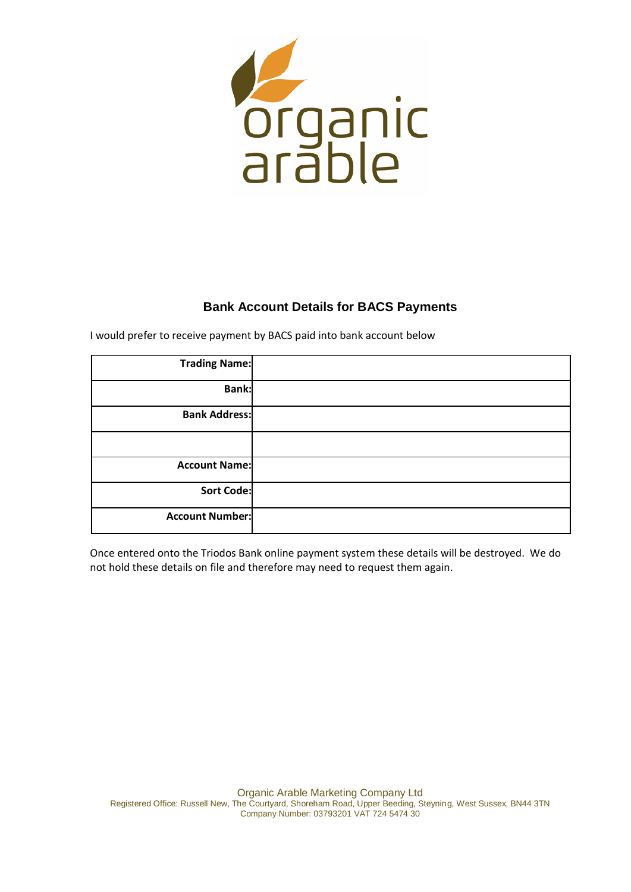organic arable

## Bank Account Details for BACS Payments

I would prefer to receive payment by BACS paid into bank account below

| | |
|---|---|
| **Trading Name:** | |
| **Bank:** | |
| **Bank Address:** | |
| | |
| **Account Name:** | |
| **Sort Code:** | |
| **Account Number:** | |

Once entered onto the Triodos Bank online payment system these details will be destroyed. We do not hold these details on file and therefore may need to request them again.

Organic Arable Marketing Company Ltd
Registered Office: Russell New, The Courtyard, Shoreham Road, Upper Beeding, Steyning, West Sussex, BN44 3TN
Company Number: 03793201 VAT 724 5474 30